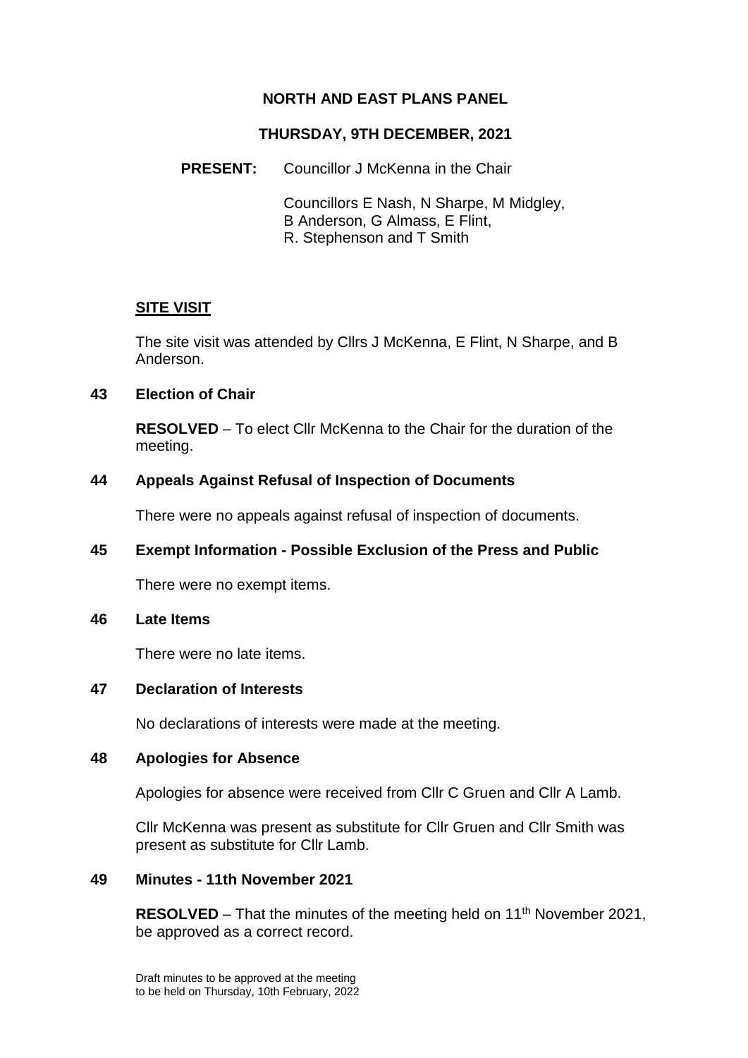# NORTH AND EAST PLANS PANEL

## THURSDAY, 9TH DECEMBER, 2021

**PRESENT:** Councillor J McKenna in the Chair

Councillors E Nash, N Sharpe, M Midgley, B Anderson, G Almass, E Flint, R. Stephenson and T Smith

### SITE VISIT

The site visit was attended by Cllrs J McKenna, E Flint, N Sharpe, and B Anderson.

### 43 Election of Chair

**RESOLVED** – To elect Cllr McKenna to the Chair for the duration of the meeting.

### 44 Appeals Against Refusal of Inspection of Documents

There were no appeals against refusal of inspection of documents.

### 45 Exempt Information - Possible Exclusion of the Press and Public

There were no exempt items.

### 46 Late Items

There were no late items.

### 47 Declaration of Interests

No declarations of interests were made at the meeting.

### 48 Apologies for Absence

Apologies for absence were received from Cllr C Gruen and Cllr A Lamb.

Cllr McKenna was present as substitute for Cllr Gruen and Cllr Smith was present as substitute for Cllr Lamb.

### 49 Minutes - 11th November 2021

**RESOLVED** – That the minutes of the meeting held on 11th November 2021, be approved as a correct record.

Draft minutes to be approved at the meeting to be held on Thursday, 10th February, 2022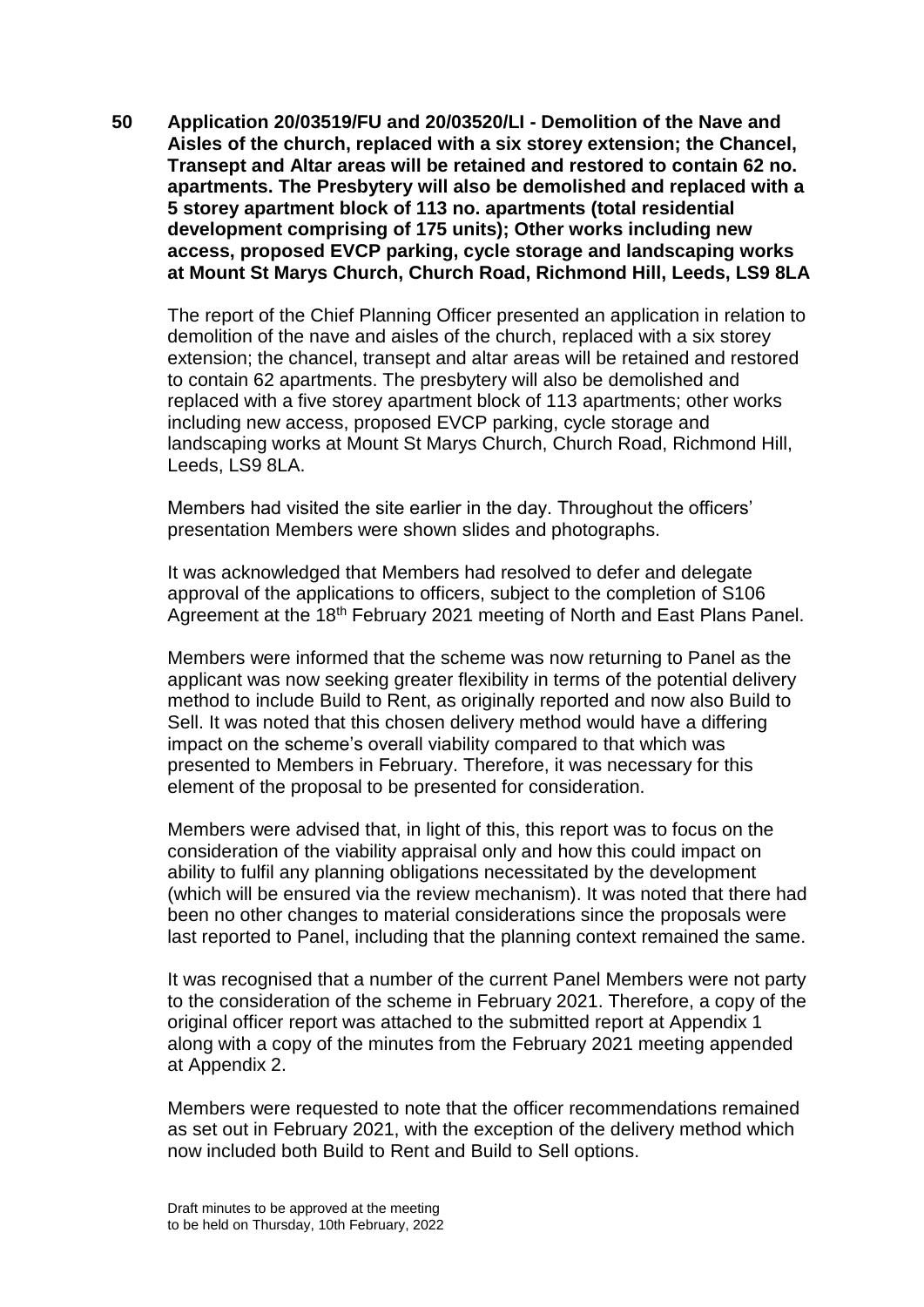**50 Application 20/03519/FU and 20/03520/LI - Demolition of the Nave and Aisles of the church, replaced with a six storey extension; the Chancel, Transept and Altar areas will be retained and restored to contain 62 no. apartments. The Presbytery will also be demolished and replaced with a 5 storey apartment block of 113 no. apartments (total residential development comprising of 175 units); Other works including new access, proposed EVCP parking, cycle storage and landscaping works at Mount St Marys Church, Church Road, Richmond Hill, Leeds, LS9 8LA**

The report of the Chief Planning Officer presented an application in relation to demolition of the nave and aisles of the church, replaced with a six storey extension; the chancel, transept and altar areas will be retained and restored to contain 62 apartments. The presbytery will also be demolished and replaced with a five storey apartment block of 113 apartments; other works including new access, proposed EVCP parking, cycle storage and landscaping works at Mount St Marys Church, Church Road, Richmond Hill, Leeds, LS9 8LA.

Members had visited the site earlier in the day. Throughout the officers' presentation Members were shown slides and photographs.

It was acknowledged that Members had resolved to defer and delegate approval of the applications to officers, subject to the completion of S106 Agreement at the 18th February 2021 meeting of North and East Plans Panel.

Members were informed that the scheme was now returning to Panel as the applicant was now seeking greater flexibility in terms of the potential delivery method to include Build to Rent, as originally reported and now also Build to Sell. It was noted that this chosen delivery method would have a differing impact on the scheme's overall viability compared to that which was presented to Members in February. Therefore, it was necessary for this element of the proposal to be presented for consideration.

Members were advised that, in light of this, this report was to focus on the consideration of the viability appraisal only and how this could impact on ability to fulfil any planning obligations necessitated by the development (which will be ensured via the review mechanism). It was noted that there had been no other changes to material considerations since the proposals were last reported to Panel, including that the planning context remained the same.

It was recognised that a number of the current Panel Members were not party to the consideration of the scheme in February 2021. Therefore, a copy of the original officer report was attached to the submitted report at Appendix 1 along with a copy of the minutes from the February 2021 meeting appended at Appendix 2.

Members were requested to note that the officer recommendations remained as set out in February 2021, with the exception of the delivery method which now included both Build to Rent and Build to Sell options.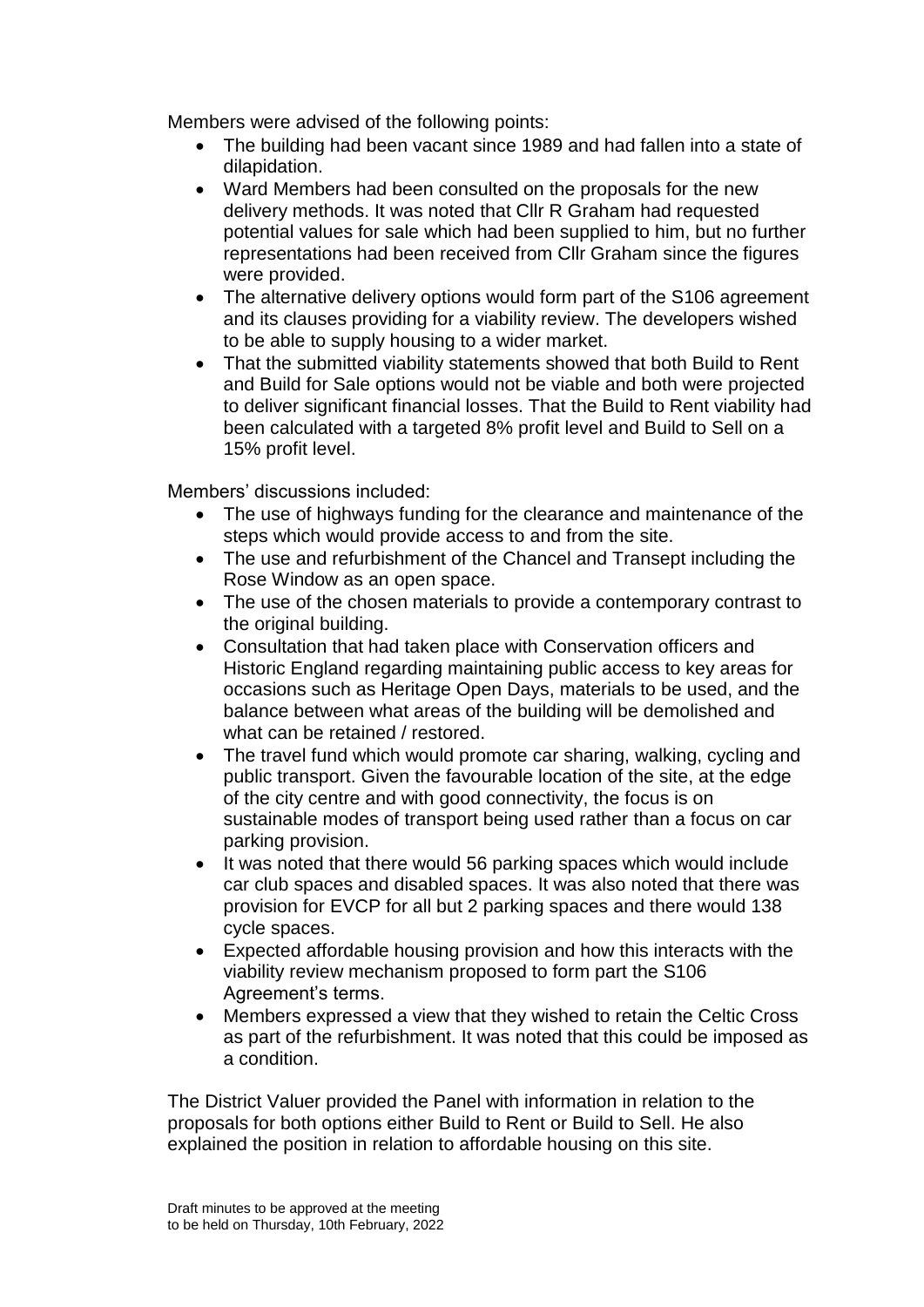Members were advised of the following points:

- The building had been vacant since 1989 and had fallen into a state of dilapidation.
- Ward Members had been consulted on the proposals for the new delivery methods. It was noted that Cllr R Graham had requested potential values for sale which had been supplied to him, but no further representations had been received from Cllr Graham since the figures were provided.
- The alternative delivery options would form part of the S106 agreement and its clauses providing for a viability review. The developers wished to be able to supply housing to a wider market.
- That the submitted viability statements showed that both Build to Rent and Build for Sale options would not be viable and both were projected to deliver significant financial losses. That the Build to Rent viability had been calculated with a targeted 8% profit level and Build to Sell on a 15% profit level.

Members' discussions included:

- The use of highways funding for the clearance and maintenance of the steps which would provide access to and from the site.
- The use and refurbishment of the Chancel and Transept including the Rose Window as an open space.
- The use of the chosen materials to provide a contemporary contrast to the original building.
- Consultation that had taken place with Conservation officers and Historic England regarding maintaining public access to key areas for occasions such as Heritage Open Days, materials to be used, and the balance between what areas of the building will be demolished and what can be retained / restored.
- The travel fund which would promote car sharing, walking, cycling and public transport. Given the favourable location of the site, at the edge of the city centre and with good connectivity, the focus is on sustainable modes of transport being used rather than a focus on car parking provision.
- It was noted that there would 56 parking spaces which would include car club spaces and disabled spaces. It was also noted that there was provision for EVCP for all but 2 parking spaces and there would 138 cycle spaces.
- Expected affordable housing provision and how this interacts with the viability review mechanism proposed to form part the S106 Agreement's terms.
- Members expressed a view that they wished to retain the Celtic Cross as part of the refurbishment. It was noted that this could be imposed as a condition.

The District Valuer provided the Panel with information in relation to the proposals for both options either Build to Rent or Build to Sell. He also explained the position in relation to affordable housing on this site.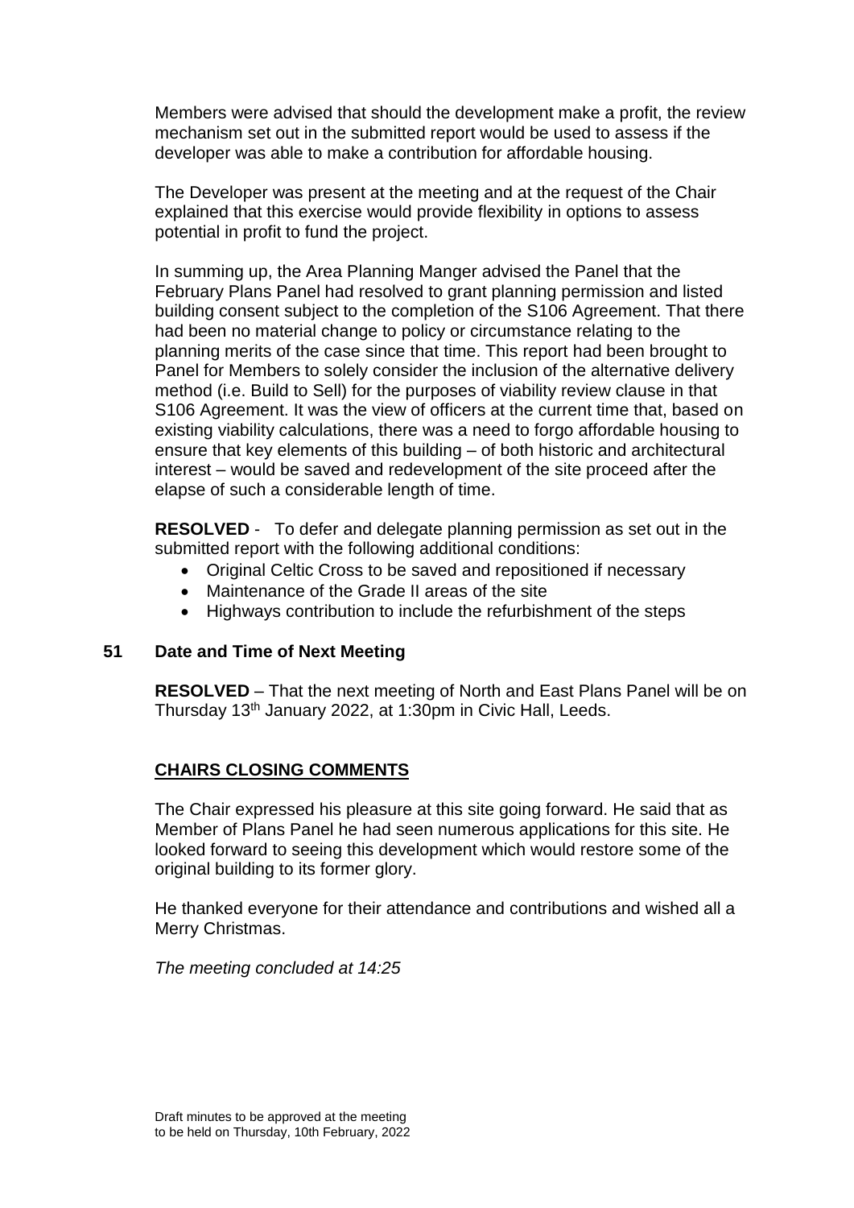Members were advised that should the development make a profit, the review mechanism set out in the submitted report would be used to assess if the developer was able to make a contribution for affordable housing.

The Developer was present at the meeting and at the request of the Chair explained that this exercise would provide flexibility in options to assess potential in profit to fund the project.

In summing up, the Area Planning Manger advised the Panel that the February Plans Panel had resolved to grant planning permission and listed building consent subject to the completion of the S106 Agreement. That there had been no material change to policy or circumstance relating to the planning merits of the case since that time. This report had been brought to Panel for Members to solely consider the inclusion of the alternative delivery method (i.e. Build to Sell) for the purposes of viability review clause in that S106 Agreement. It was the view of officers at the current time that, based on existing viability calculations, there was a need to forgo affordable housing to ensure that key elements of this building – of both historic and architectural interest – would be saved and redevelopment of the site proceed after the elapse of such a considerable length of time.

**RESOLVED** - To defer and delegate planning permission as set out in the submitted report with the following additional conditions:

- Original Celtic Cross to be saved and repositioned if necessary
- Maintenance of the Grade II areas of the site
- Highways contribution to include the refurbishment of the steps

## 51 Date and Time of Next Meeting

**RESOLVED** – That the next meeting of North and East Plans Panel will be on Thursday 13th January 2022, at 1:30pm in Civic Hall, Leeds.

## CHAIRS CLOSING COMMENTS

The Chair expressed his pleasure at this site going forward. He said that as Member of Plans Panel he had seen numerous applications for this site. He looked forward to seeing this development which would restore some of the original building to its former glory.

He thanked everyone for their attendance and contributions and wished all a Merry Christmas.

*The meeting concluded at 14:25*

Draft minutes to be approved at the meeting
to be held on Thursday, 10th February, 2022